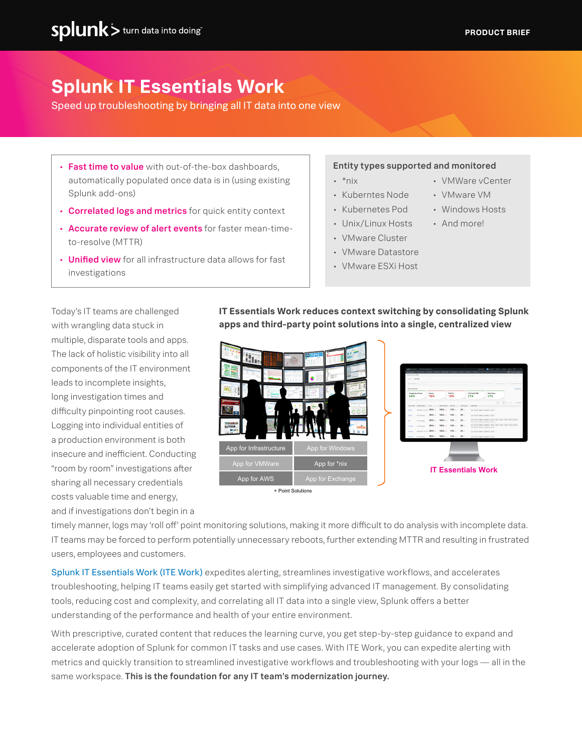# Splunk IT Essentials Work

Speed up troubleshooting by bringing all IT data into one view

- **Fast time to value** with out-of-the-box dashboards, automatically populated once data is in (using existing Splunk add-ons)
- **Correlated logs and metrics** for quick entity context
- **Accurate review of alert events** for faster mean-time-to-resolve (MTTR)
- **Unified view** for all infrastructure data allows for fast investigations

**Entity types supported and monitored**

- *nix
- Kubertnes Node
- Kubernetes Pod
- Unix/Linux Hosts
- VMWare Cluster
- VMWare Datastore
- VMWare ESXi Host
- VMWare vCenter
- VMWare VM
- Windows Hosts
- And more!

Today's IT teams are challenged with wrangling data stuck in multiple, disparate tools and apps. The lack of holistic visibility into all components of the IT environment leads to incomplete insights, long investigation times and difficulty pinpointing root causes. Logging into individual entities of a production environment is both insecure and inefficient. Conducting "room by room" investigations after sharing all necessary credentials costs valuable time and energy, and if investigations don't begin in a timely manner, logs may 'roll off' point monitoring solutions, making it more difficult to do analysis with incomplete data. IT teams may be forced to perform potentially unnecessary reboots, further extending MTTR and resulting in frustrated users, employees and customers.

**IT Essentials Work reduces context switching by consolidating Splunk apps and third-party point solutions into a single, centralized view**

App for Infrastructure | App for Windows | App for VMWare | App for *nix | App for AWS | App for Exchange

+ Point Solutions

IT Essentials Work

Splunk IT Essentials Work (ITE Work) expedites alerting, streamlines investigative workflows, and accelerates troubleshooting, helping IT teams easily get started with simplifying advanced IT management. By consolidating tools, reducing cost and complexity, and correlating all IT data into a single view, Splunk offers a better understanding of the performance and health of your entire environment.

With prescriptive, curated content that reduces the learning curve, you get step-by-step guidance to expand and accelerate adoption of Splunk for common IT tasks and use cases. With ITE Work, you can expedite alerting with metrics and quickly transition to streamlined investigative workflows and troubleshooting with your logs — all in the same workspace. **This is the foundation for any IT team's modernization journey.**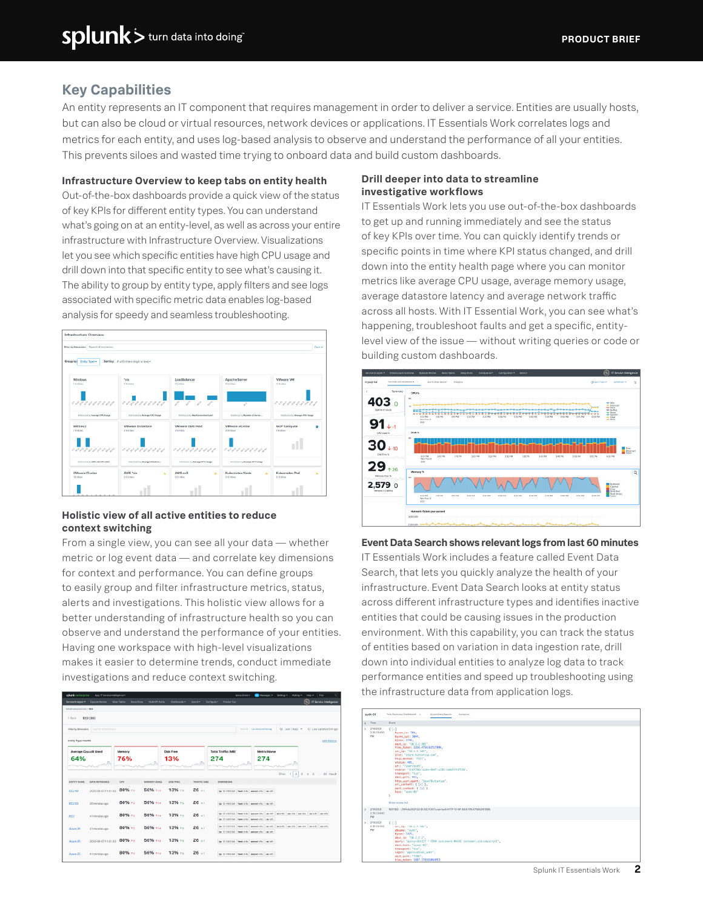## Key Capabilities

An entity represents an IT component that requires management in order to deliver a service. Entities are usually hosts, but can also be cloud or virtual resources, network devices or applications. IT Essentials Work correlates logs and metrics for each entity, and uses log-based analysis to observe and understand the performance of all your entities. This prevents siloes and wasted time trying to onboard data and build custom dashboards.

### Infrastructure Overview to keep tabs on entity health

Out-of-the-box dashboards provide a quick view of the status of key KPIs for different entity types. You can understand what's going on at an entity-level, as well as across your entire infrastructure with Infrastructure Overview. Visualizations let you see which specific entities have high CPU usage and drill down into that specific entity to see what's causing it. The ability to group by entity type, apply filters and see logs associated with specific metric data enables log-based analysis for speedy and seamless troubleshooting.

### Holistic view of all active entities to reduce context switching

From a single view, you can see all your data — whether metric or log event data — and correlate key dimensions for context and performance. You can define groups to easily group and filter infrastructure metrics, status, alerts and investigations. This holistic view allows for a better understanding of infrastructure health so you can observe and understand the performance of your entities. Having one workspace with high-level visualizations makes it easier to determine trends, conduct immediate investigations and reduce context switching.

### Drill deeper into data to streamline investigative workflows

IT Essentials Work lets you use out-of-the-box dashboards to get up and running immediately and see the status of key KPIs over time. You can quickly identify trends or specific points in time where KPI status changed, and drill down into the entity health page where you can monitor metrics like average CPU usage, average memory usage, average datastore latency and average network traffic across all hosts. With IT Essential Work, you can see what's happening, troubleshoot faults and get a specific, entity-level view of the issue — without writing queries or code or building custom dashboards.

### Event Data Search shows relevant logs from last 60 minutes

IT Essentials Work includes a feature called Event Data Search, that lets you quickly analyze the health of your infrastructure. Event Data Search looks at entity status across different infrastructure types and identifies inactive entities that could be causing issues in the production environment. With this capability, you can track the status of entities based on variation in data ingestion rate, drill down into individual entities to analyze log data to track performance entities and speed up troubleshooting using the infrastructure data from application logs.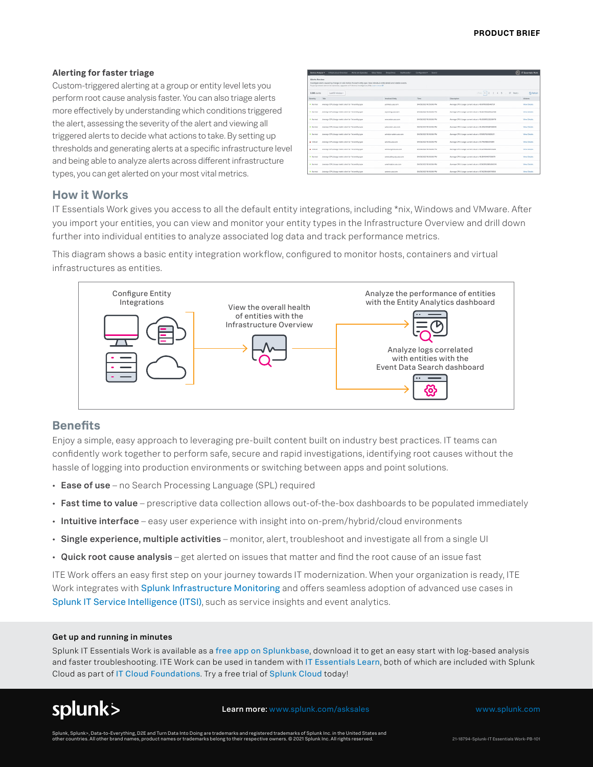### Alerting for faster triage

Custom-triggered alerting at a group or entity level lets you perform root cause analysis faster. You can also triage alerts more effectively by understanding which conditions triggered the alert, assessing the severity of the alert and viewing all triggered alerts to decide what actions to take. By setting up thresholds and generating alerts at a specific infrastructure level and being able to analyze alerts across different infrastructure types, you can get alerted on your most vital metrics.

## How it Works

IT Essentials Work gives you access to all the default entity integrations, including *nix, Windows and VMware. After you import your entities, you can view and monitor your entity types in the Infrastructure Overview and drill down further into individual entities to analyze associated log data and track performance metrics.

This diagram shows a basic entity integration workflow, configured to monitor hosts, containers and virtual infrastructures as entities.

Configure Entity Integrations

View the overall health of entities with the Infrastructure Overview

Analyze the performance of entities with the Entity Analytics dashboard

Analyze logs correlated with entities with the Event Data Search dashboard

## Benefits

Enjoy a simple, easy approach to leveraging pre-built content built on industry best practices. IT teams can confidently work together to perform safe, secure and rapid investigations, identifying root causes without the hassle of logging into production environments or switching between apps and point solutions.

- **Ease of use** – no Search Processing Language (SPL) required
- **Fast time to value** – prescriptive data collection allows out-of-the-box dashboards to be populated immediately
- **Intuitive interface** – easy user experience with insight into on-prem/hybrid/cloud environments
- **Single experience, multiple activities** – monitor, alert, troubleshoot and investigate all from a single UI
- **Quick root cause analysis** – get alerted on issues that matter and find the root cause of an issue fast

ITE Work offers an easy first step on your journey towards IT modernization. When your organization is ready, ITE Work integrates with Splunk Infrastructure Monitoring and offers seamless adoption of advanced use cases in Splunk IT Service Intelligence (ITSI), such as service insights and event analytics.

### Get up and running in minutes

Splunk IT Essentials Work is available as a free app on Splunkbase, download it to get an easy start with log-based analysis and faster troubleshooting. ITE Work can be used in tandem with IT Essentials Learn, both of which are included with Splunk Cloud as part of IT Cloud Foundations. Try a free trial of Splunk Cloud today!

**Learn more:** www.splunk.com/asksales

www.splunk.com

Splunk, Splunk>, Data-to-Everything, D2E and Turn Data Into Doing are trademarks and registered trademarks of Splunk Inc. in the United States and other countries. All other brand names, product names or trademarks belong to their respective owners. © 2021 Splunk Inc. All rights reserved.

21-18794-Splunk-IT Essentials Work-PB-101